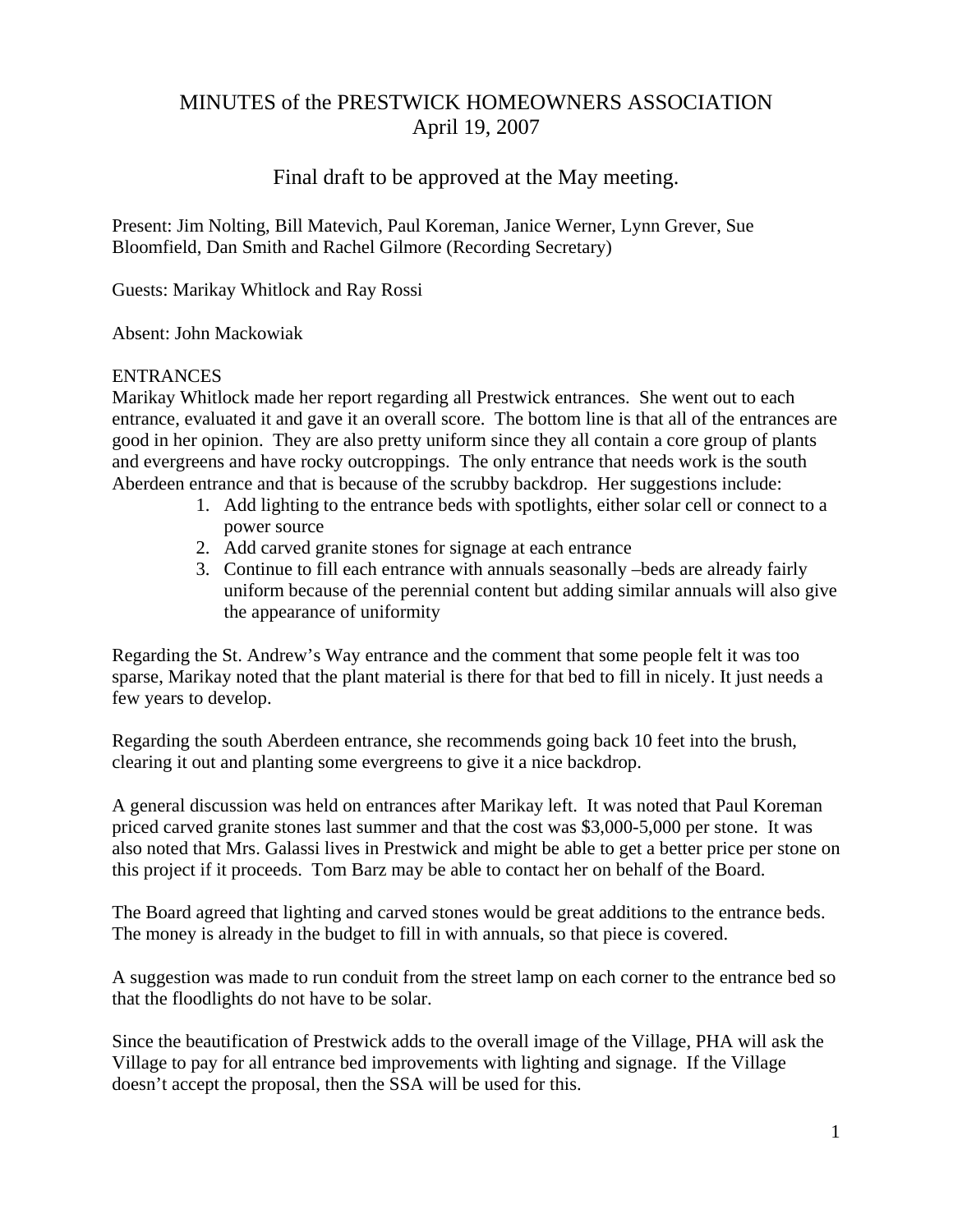# MINUTES of the PRESTWICK HOMEOWNERS ASSOCIATION
## April 19, 2007

### Final draft to be approved at the May meeting.

Present: Jim Nolting, Bill Matevich, Paul Koreman, Janice Werner, Lynn Grever, Sue Bloomfield, Dan Smith and Rachel Gilmore (Recording Secretary)

Guests: Marikay Whitlock and Ray Rossi

Absent: John Mackowiak

ENTRANCES

Marikay Whitlock made her report regarding all Prestwick entrances. She went out to each entrance, evaluated it and gave it an overall score. The bottom line is that all of the entrances are good in her opinion. They are also pretty uniform since they all contain a core group of plants and evergreens and have rocky outcroppings. The only entrance that needs work is the south Aberdeen entrance and that is because of the scrubby backdrop. Her suggestions include:

1. Add lighting to the entrance beds with spotlights, either solar cell or connect to a power source
2. Add carved granite stones for signage at each entrance
3. Continue to fill each entrance with annuals seasonally –beds are already fairly uniform because of the perennial content but adding similar annuals will also give the appearance of uniformity

Regarding the St. Andrew's Way entrance and the comment that some people felt it was too sparse, Marikay noted that the plant material is there for that bed to fill in nicely. It just needs a few years to develop.

Regarding the south Aberdeen entrance, she recommends going back 10 feet into the brush, clearing it out and planting some evergreens to give it a nice backdrop.

A general discussion was held on entrances after Marikay left. It was noted that Paul Koreman priced carved granite stones last summer and that the cost was $3,000-5,000 per stone. It was also noted that Mrs. Galassi lives in Prestwick and might be able to get a better price per stone on this project if it proceeds. Tom Barz may be able to contact her on behalf of the Board.

The Board agreed that lighting and carved stones would be great additions to the entrance beds. The money is already in the budget to fill in with annuals, so that piece is covered.

A suggestion was made to run conduit from the street lamp on each corner to the entrance bed so that the floodlights do not have to be solar.

Since the beautification of Prestwick adds to the overall image of the Village, PHA will ask the Village to pay for all entrance bed improvements with lighting and signage. If the Village doesn't accept the proposal, then the SSA will be used for this.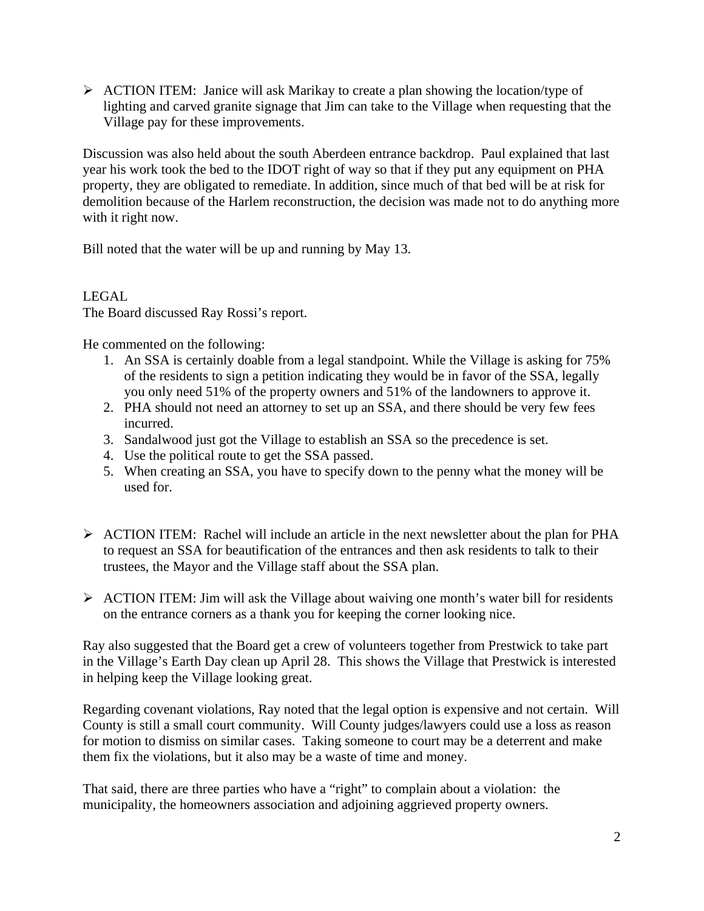- ACTION ITEM: Janice will ask Marikay to create a plan showing the location/type of lighting and carved granite signage that Jim can take to the Village when requesting that the Village pay for these improvements.

Discussion was also held about the south Aberdeen entrance backdrop. Paul explained that last year his work took the bed to the IDOT right of way so that if they put any equipment on PHA property, they are obligated to remediate. In addition, since much of that bed will be at risk for demolition because of the Harlem reconstruction, the decision was made not to do anything more with it right now.

Bill noted that the water will be up and running by May 13.

LEGAL

The Board discussed Ray Rossi's report.

He commented on the following:

1. An SSA is certainly doable from a legal standpoint. While the Village is asking for 75% of the residents to sign a petition indicating they would be in favor of the SSA, legally you only need 51% of the property owners and 51% of the landowners to approve it.
2. PHA should not need an attorney to set up an SSA, and there should be very few fees incurred.
3. Sandalwood just got the Village to establish an SSA so the precedence is set.
4. Use the political route to get the SSA passed.
5. When creating an SSA, you have to specify down to the penny what the money will be used for.

- ACTION ITEM: Rachel will include an article in the next newsletter about the plan for PHA to request an SSA for beautification of the entrances and then ask residents to talk to their trustees, the Mayor and the Village staff about the SSA plan.

- ACTION ITEM: Jim will ask the Village about waiving one month's water bill for residents on the entrance corners as a thank you for keeping the corner looking nice.

Ray also suggested that the Board get a crew of volunteers together from Prestwick to take part in the Village's Earth Day clean up April 28. This shows the Village that Prestwick is interested in helping keep the Village looking great.

Regarding covenant violations, Ray noted that the legal option is expensive and not certain. Will County is still a small court community. Will County judges/lawyers could use a loss as reason for motion to dismiss on similar cases. Taking someone to court may be a deterrent and make them fix the violations, but it also may be a waste of time and money.

That said, there are three parties who have a "right" to complain about a violation: the municipality, the homeowners association and adjoining aggrieved property owners.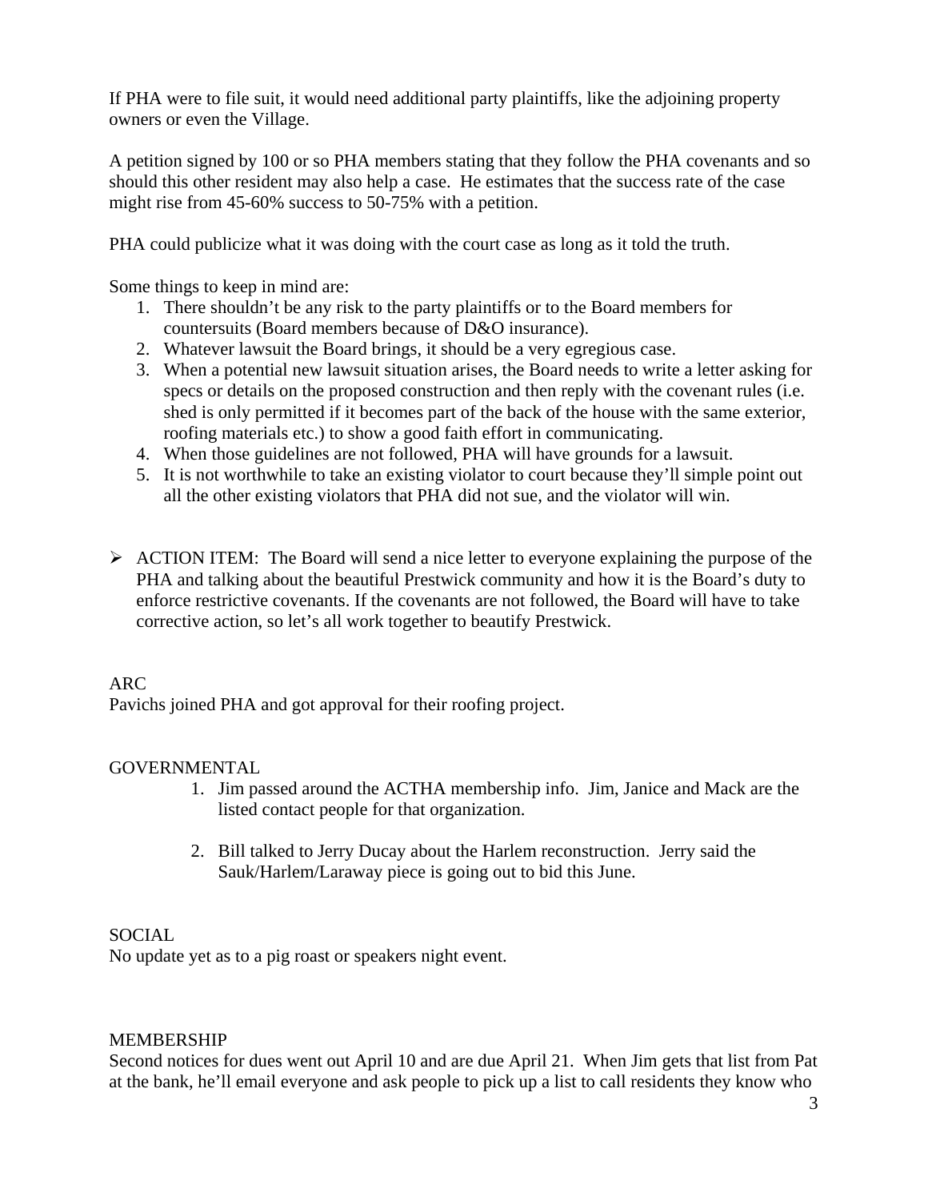If PHA were to file suit, it would need additional party plaintiffs, like the adjoining property owners or even the Village.

A petition signed by 100 or so PHA members stating that they follow the PHA covenants and so should this other resident may also help a case. He estimates that the success rate of the case might rise from 45-60% success to 50-75% with a petition.

PHA could publicize what it was doing with the court case as long as it told the truth.

Some things to keep in mind are:

1. There shouldn't be any risk to the party plaintiffs or to the Board members for countersuits (Board members because of D&O insurance).
2. Whatever lawsuit the Board brings, it should be a very egregious case.
3. When a potential new lawsuit situation arises, the Board needs to write a letter asking for specs or details on the proposed construction and then reply with the covenant rules (i.e. shed is only permitted if it becomes part of the back of the house with the same exterior, roofing materials etc.) to show a good faith effort in communicating.
4. When those guidelines are not followed, PHA will have grounds for a lawsuit.
5. It is not worthwhile to take an existing violator to court because they'll simple point out all the other existing violators that PHA did not sue, and the violator will win.

- ACTION ITEM: The Board will send a nice letter to everyone explaining the purpose of the PHA and talking about the beautiful Prestwick community and how it is the Board's duty to enforce restrictive covenants. If the covenants are not followed, the Board will have to take corrective action, so let's all work together to beautify Prestwick.

ARC

Pavichs joined PHA and got approval for their roofing project.

GOVERNMENTAL

1. Jim passed around the ACTHA membership info. Jim, Janice and Mack are the listed contact people for that organization.

2. Bill talked to Jerry Ducay about the Harlem reconstruction. Jerry said the Sauk/Harlem/Laraway piece is going out to bid this June.

SOCIAL

No update yet as to a pig roast or speakers night event.

MEMBERSHIP

Second notices for dues went out April 10 and are due April 21. When Jim gets that list from Pat at the bank, he'll email everyone and ask people to pick up a list to call residents they know who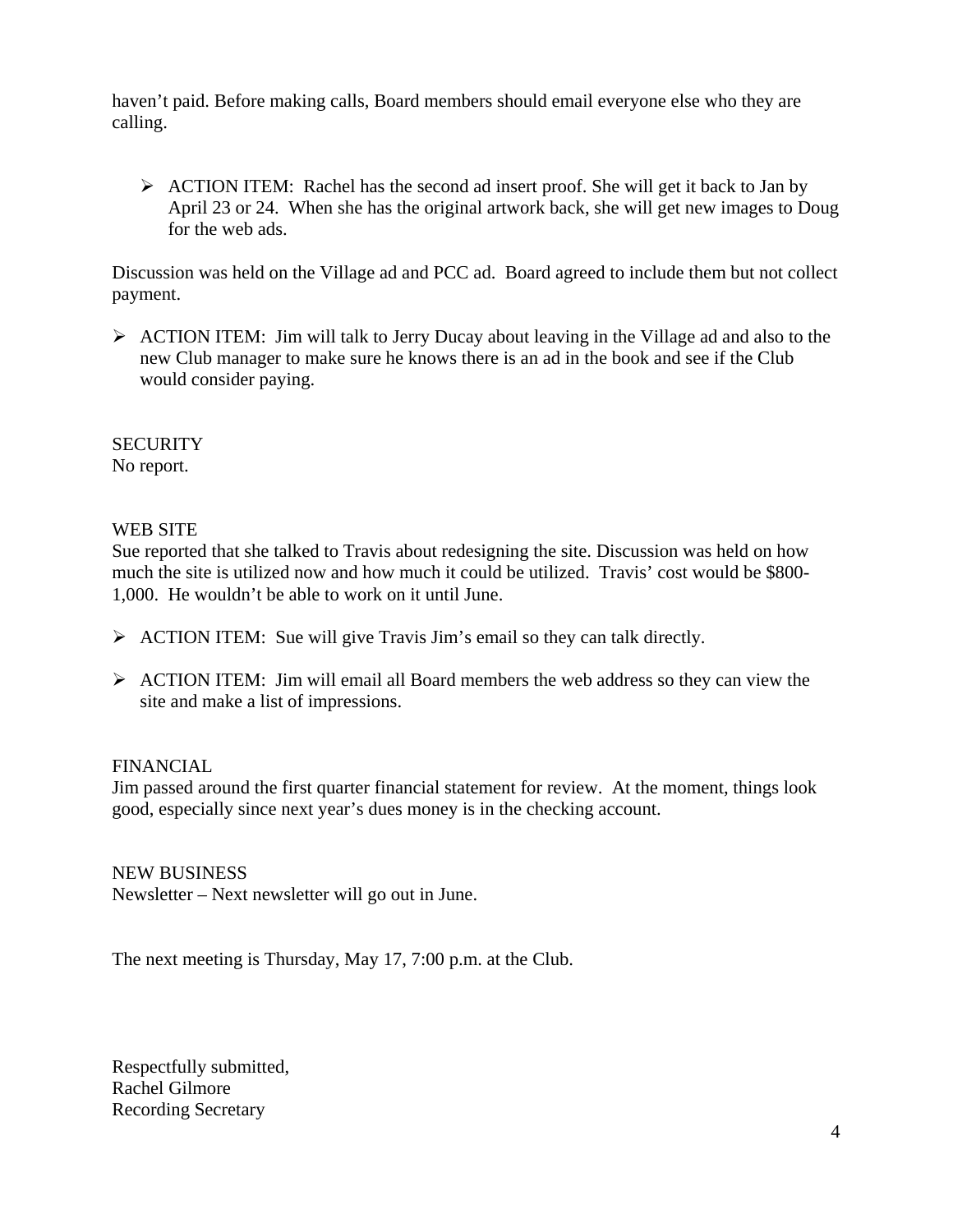haven't paid. Before making calls, Board members should email everyone else who they are calling.

- ACTION ITEM: Rachel has the second ad insert proof. She will get it back to Jan by April 23 or 24. When she has the original artwork back, she will get new images to Doug for the web ads.

Discussion was held on the Village ad and PCC ad. Board agreed to include them but not collect payment.

- ACTION ITEM: Jim will talk to Jerry Ducay about leaving in the Village ad and also to the new Club manager to make sure he knows there is an ad in the book and see if the Club would consider paying.

SECURITY
No report.

WEB SITE
Sue reported that she talked to Travis about redesigning the site. Discussion was held on how much the site is utilized now and how much it could be utilized. Travis' cost would be $800-1,000. He wouldn't be able to work on it until June.

- ACTION ITEM: Sue will give Travis Jim's email so they can talk directly.

- ACTION ITEM: Jim will email all Board members the web address so they can view the site and make a list of impressions.

FINANCIAL
Jim passed around the first quarter financial statement for review. At the moment, things look good, especially since next year's dues money is in the checking account.

NEW BUSINESS
Newsletter – Next newsletter will go out in June.

The next meeting is Thursday, May 17, 7:00 p.m. at the Club.

Respectfully submitted,
Rachel Gilmore
Recording Secretary